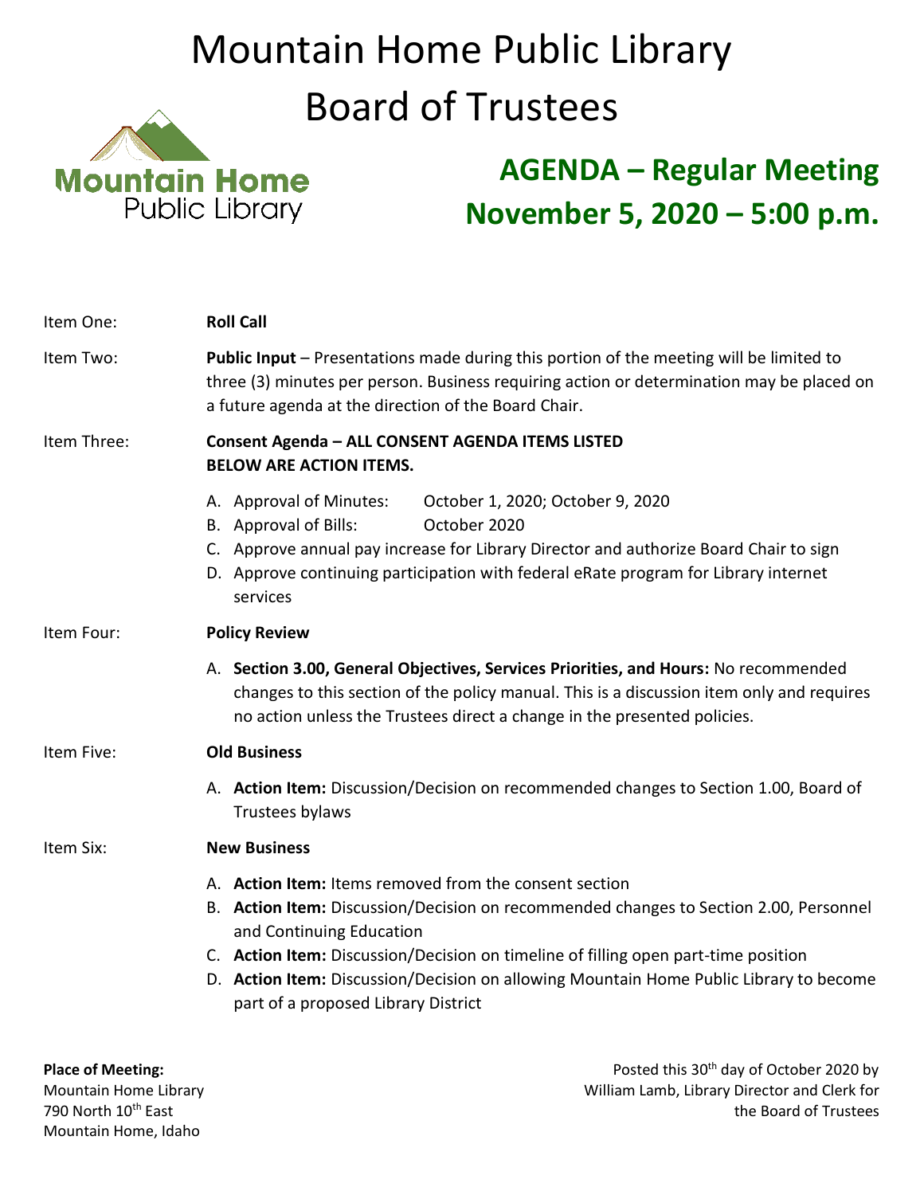# Mountain Home Public Library Board of Trustees

Mountain Home Public Library

## AGENDA – Regular Meeting
## November 5, 2020 – 5:00 p.m.

Item One: **Roll Call**

Item Two: **Public Input** – Presentations made during this portion of the meeting will be limited to three (3) minutes per person. Business requiring action or determination may be placed on a future agenda at the direction of the Board Chair.

Item Three: **Consent Agenda – ALL CONSENT AGENDA ITEMS LISTED BELOW ARE ACTION ITEMS.**

A. Approval of Minutes: October 1, 2020; October 9, 2020
B. Approval of Bills: October 2020
C. Approve annual pay increase for Library Director and authorize Board Chair to sign
D. Approve continuing participation with federal eRate program for Library internet services

Item Four: **Policy Review**

A. **Section 3.00, General Objectives, Services Priorities, and Hours:** No recommended changes to this section of the policy manual. This is a discussion item only and requires no action unless the Trustees direct a change in the presented policies.

Item Five: **Old Business**

A. **Action Item:** Discussion/Decision on recommended changes to Section 1.00, Board of Trustees bylaws

Item Six: **New Business**

A. **Action Item:** Items removed from the consent section
B. **Action Item:** Discussion/Decision on recommended changes to Section 2.00, Personnel and Continuing Education
C. **Action Item:** Discussion/Decision on timeline of filling open part-time position
D. **Action Item:** Discussion/Decision on allowing Mountain Home Public Library to become part of a proposed Library District

**Place of Meeting:**
Mountain Home Library
790 North 10th East
Mountain Home, Idaho

Posted this 30th day of October 2020 by William Lamb, Library Director and Clerk for the Board of Trustees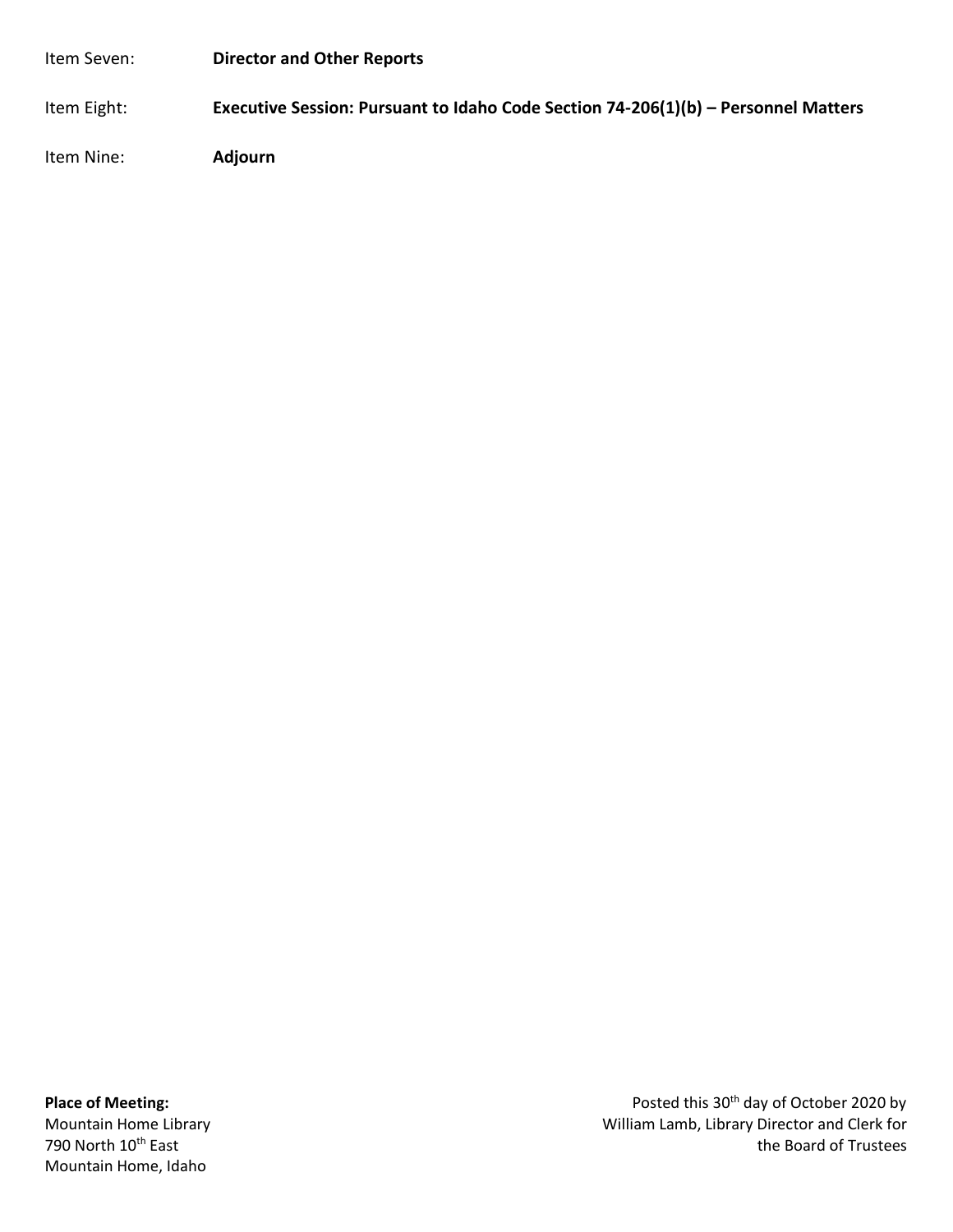Item Seven: **Director and Other Reports**

Item Eight: **Executive Session: Pursuant to Idaho Code Section 74-206(1)(b) – Personnel Matters**

Item Nine: **Adjourn**

**Place of Meeting:**
Mountain Home Library
790 North 10th East
Mountain Home, Idaho

Posted this 30th day of October 2020 by
William Lamb, Library Director and Clerk for
the Board of Trustees